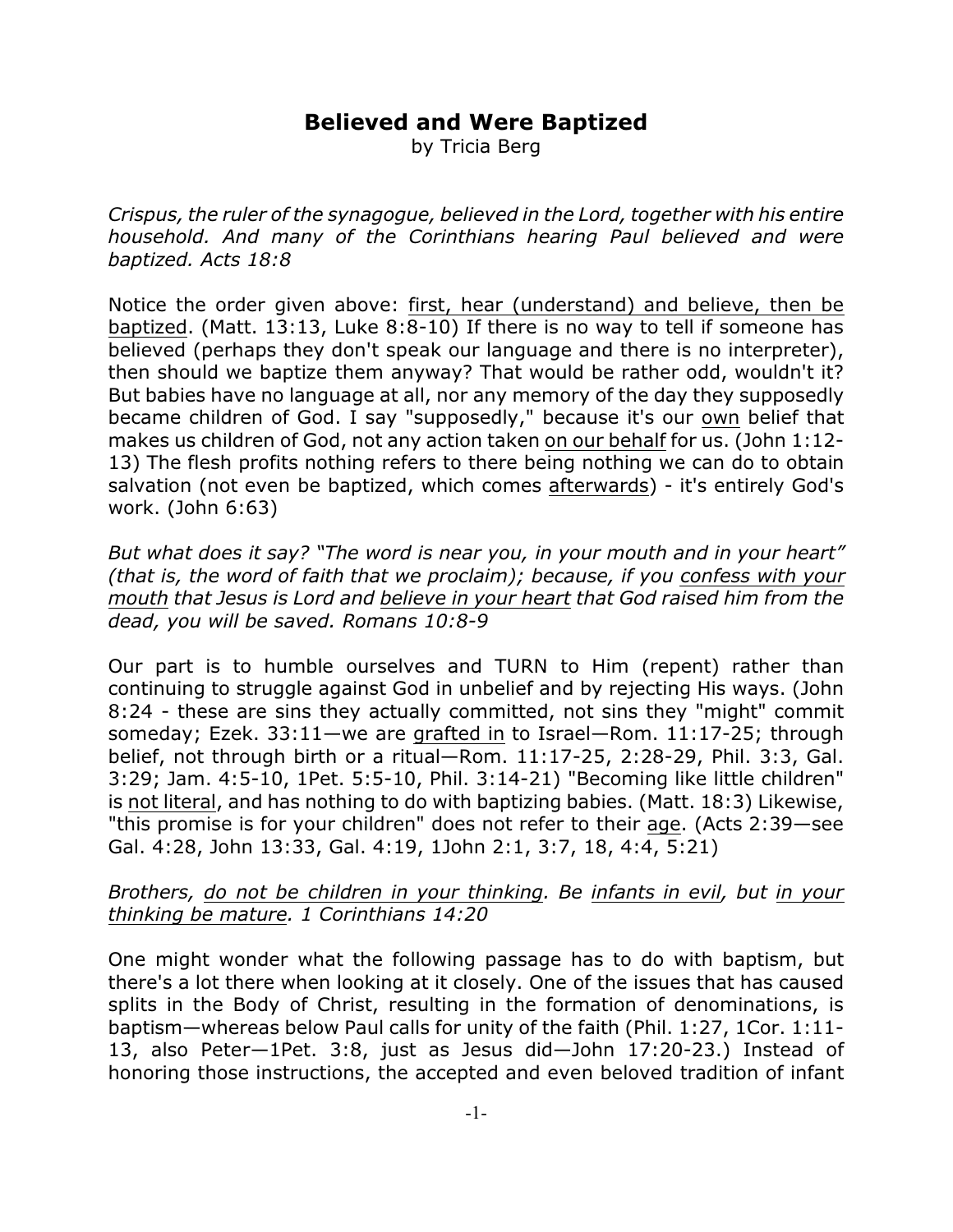# Believed and Were Baptized

by Tricia Berg

*Crispus, the ruler of the synagogue, believed in the Lord, together with his entire household. And many of the Corinthians hearing Paul believed and were baptized. Acts 18:8*

Notice the order given above: <u>first, hear (understand) and believe, then be baptized</u>. (Matt. 13:13, Luke 8:8-10) If there is no way to tell if someone has believed (perhaps they don't speak our language and there is no interpreter), then should we baptize them anyway? That would be rather odd, wouldn't it? But babies have no language at all, nor any memory of the day they supposedly became children of God. I say "supposedly," because it's our <u>own</u> belief that makes us children of God, not any action taken <u>on our behalf</u> for us. (John 1:12-13) The flesh profits nothing refers to there being nothing we can do to obtain salvation (not even be baptized, which comes <u>afterwards</u>) - it's entirely God's work. (John 6:63)

*But what does it say? "The word is near you, in your mouth and in your heart" (that is, the word of faith that we proclaim); because, if you <u>confess with your mouth</u> that Jesus is Lord and <u>believe in your heart</u> that God raised him from the dead, you will be saved. Romans 10:8-9*

Our part is to humble ourselves and TURN to Him (repent) rather than continuing to struggle against God in unbelief and by rejecting His ways. (John 8:24 - these are sins they actually committed, not sins they "might" commit someday; Ezek. 33:11—we are <u>grafted in</u> to Israel—Rom. 11:17-25; through belief, not through birth or a ritual—Rom. 11:17-25, 2:28-29, Phil. 3:3, Gal. 3:29; Jam. 4:5-10, 1Pet. 5:5-10, Phil. 3:14-21) "Becoming like little children" is <u>not literal</u>, and has nothing to do with baptizing babies. (Matt. 18:3) Likewise, "this promise is for your children" does not refer to their <u>age</u>. (Acts 2:39—see Gal. 4:28, John 13:33, Gal. 4:19, 1John 2:1, 3:7, 18, 4:4, 5:21)

*Brothers, <u>do not be children in your thinking</u>. Be <u>infants in evil</u>, but <u>in your thinking be mature</u>. 1 Corinthians 14:20*

One might wonder what the following passage has to do with baptism, but there's a lot there when looking at it closely. One of the issues that has caused splits in the Body of Christ, resulting in the formation of denominations, is baptism—whereas below Paul calls for unity of the faith (Phil. 1:27, 1Cor. 1:11-13, also Peter—1Pet. 3:8, just as Jesus did—John 17:20-23.) Instead of honoring those instructions, the accepted and even beloved tradition of infant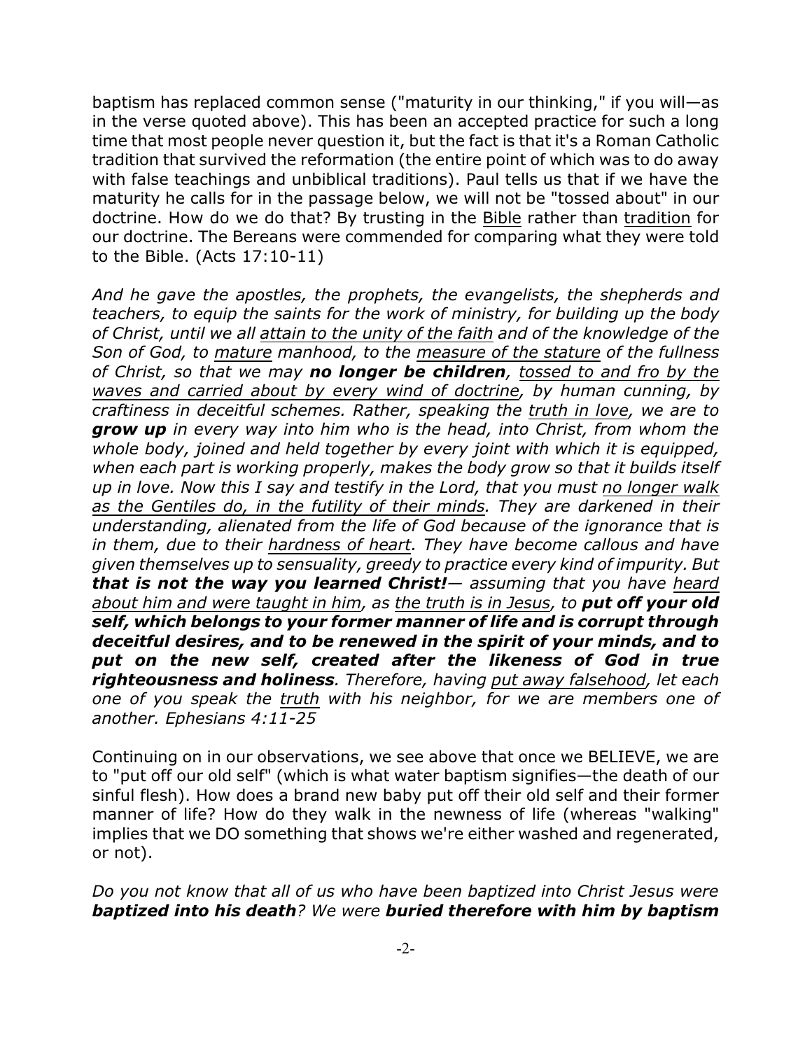baptism has replaced common sense ("maturity in our thinking," if you will—as in the verse quoted above). This has been an accepted practice for such a long time that most people never question it, but the fact is that it's a Roman Catholic tradition that survived the reformation (the entire point of which was to do away with false teachings and unbiblical traditions). Paul tells us that if we have the maturity he calls for in the passage below, we will not be "tossed about" in our doctrine. How do we do that? By trusting in the <u>Bible</u> rather than <u>tradition</u> for our doctrine. The Bereans were commended for comparing what they were told to the Bible. (Acts 17:10-11)

*And he gave the apostles, the prophets, the evangelists, the shepherds and teachers, to equip the saints for the work of ministry, for building up the body of Christ, until we all <u>attain to the unity of the faith</u> and of the knowledge of the Son of God, to <u>mature</u> manhood, to the <u>measure of the stature</u> of the fullness of Christ, so that we may **no longer be children**, <u>tossed to and fro by the waves and carried about by every wind of doctrine</u>, by human cunning, by craftiness in deceitful schemes. Rather, speaking the <u>truth in love</u>, we are to **grow up** in every way into him who is the head, into Christ, from whom the whole body, joined and held together by every joint with which it is equipped, when each part is working properly, makes the body grow so that it builds itself up in love. Now this I say and testify in the Lord, that you must <u>no longer walk as the Gentiles do, in the futility of their minds</u>. They are darkened in their understanding, alienated from the life of God because of the ignorance that is in them, due to their <u>hardness of heart</u>. They have become callous and have given themselves up to sensuality, greedy to practice every kind of impurity. But **that is not the way you learned Christ!**— assuming that you have <u>heard about him and were taught in him</u>, as <u>the truth is in Jesus</u>, to **put off your old self, which belongs to your former manner of life and is corrupt through deceitful desires, and to be renewed in the spirit of your minds, and to put on the new self, created after the likeness of God in true righteousness and holiness**. Therefore, having <u>put away falsehood</u>, let each one of you speak the <u>truth</u> with his neighbor, for we are members one of another. Ephesians 4:11-25*

Continuing on in our observations, we see above that once we BELIEVE, we are to "put off our old self" (which is what water baptism signifies—the death of our sinful flesh). How does a brand new baby put off their old self and their former manner of life? How do they walk in the newness of life (whereas "walking" implies that we DO something that shows we're either washed and regenerated, or not).

*Do you not know that all of us who have been baptized into Christ Jesus were **baptized into his death**? We were **buried therefore with him by baptism***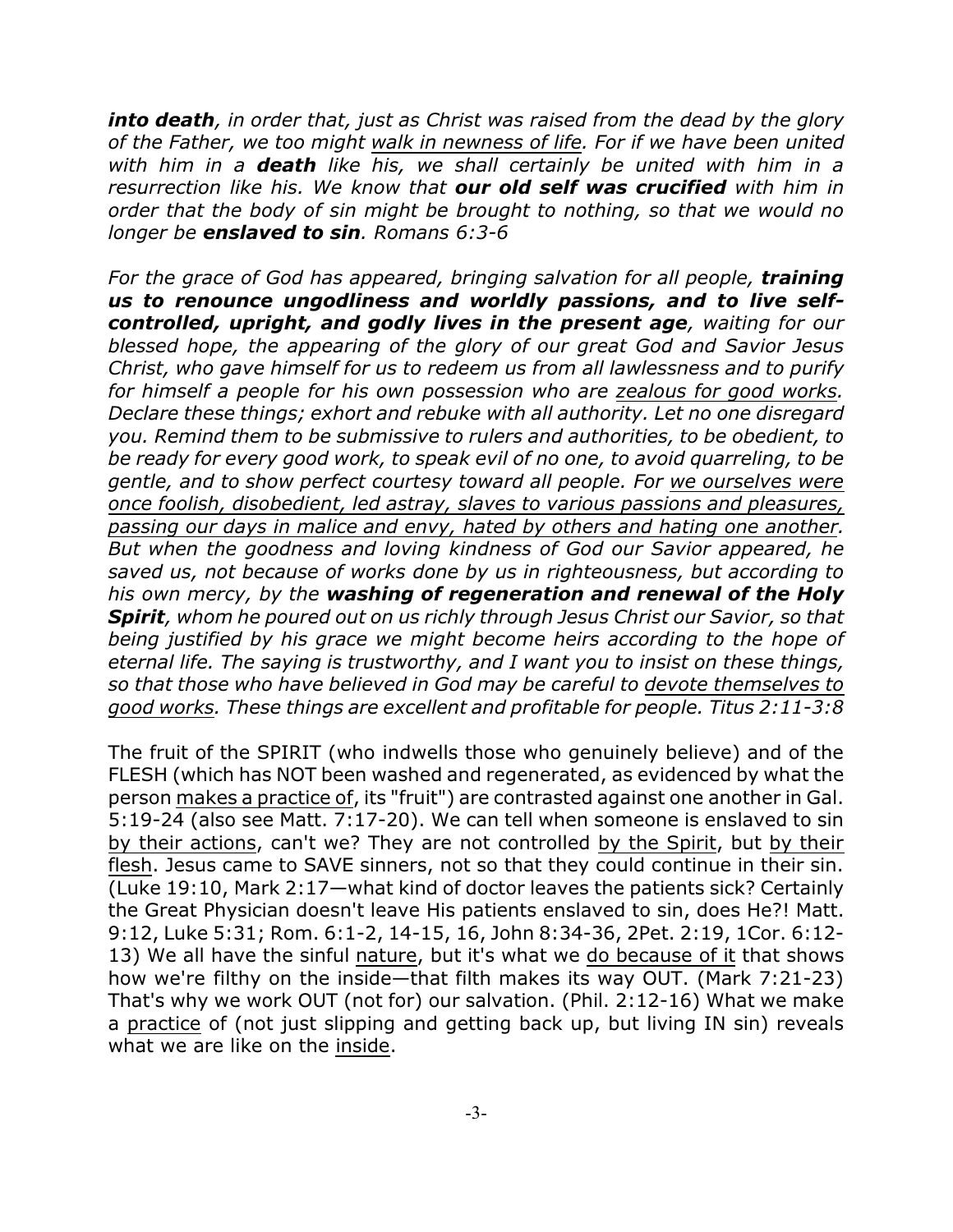***into death**, in order that, just as Christ was raised from the dead by the glory of the Father, we too might <u>walk in newness of life</u>. For if we have been united with him in a **death** like his, we shall certainly be united with him in a resurrection like his. We know that **our old self was crucified** with him in order that the body of sin might be brought to nothing, so that we would no longer be **enslaved to sin**. Romans 6:3-6*

*For the grace of God has appeared, bringing salvation for all people, **training us to renounce ungodliness and worldly passions, and to live self-controlled, upright, and godly lives in the present age**, waiting for our blessed hope, the appearing of the glory of our great God and Savior Jesus Christ, who gave himself for us to redeem us from all lawlessness and to purify for himself a people for his own possession who are <u>zealous for good works</u>. Declare these things; exhort and rebuke with all authority. Let no one disregard you. Remind them to be submissive to rulers and authorities, to be obedient, to be ready for every good work, to speak evil of no one, to avoid quarreling, to be gentle, and to show perfect courtesy toward all people. For <u>we ourselves were once foolish, disobedient, led astray, slaves to various passions and pleasures, passing our days in malice and envy, hated by others and hating one another</u>. But when the goodness and loving kindness of God our Savior appeared, he saved us, not because of works done by us in righteousness, but according to his own mercy, by the **washing of regeneration and renewal of the Holy Spirit**, whom he poured out on us richly through Jesus Christ our Savior, so that being justified by his grace we might become heirs according to the hope of eternal life. The saying is trustworthy, and I want you to insist on these things, so that those who have believed in God may be careful to <u>devote themselves to good works</u>. These things are excellent and profitable for people. Titus 2:11-3:8*

The fruit of the SPIRIT (who indwells those who genuinely believe) and of the FLESH (which has NOT been washed and regenerated, as evidenced by what the person <u>makes a practice of</u>, its "fruit") are contrasted against one another in Gal. 5:19-24 (also see Matt. 7:17-20). We can tell when someone is enslaved to sin <u>by their actions</u>, can't we? They are not controlled <u>by the Spirit</u>, but <u>by their flesh</u>. Jesus came to SAVE sinners, not so that they could continue in their sin. (Luke 19:10, Mark 2:17—what kind of doctor leaves the patients sick? Certainly the Great Physician doesn't leave His patients enslaved to sin, does He?! Matt. 9:12, Luke 5:31; Rom. 6:1-2, 14-15, 16, John 8:34-36, 2Pet. 2:19, 1Cor. 6:12-13) We all have the sinful <u>nature</u>, but it's what we <u>do because of it</u> that shows how we're filthy on the inside—that filth makes its way OUT. (Mark 7:21-23) That's why we work OUT (not for) our salvation. (Phil. 2:12-16) What we make a <u>practice</u> of (not just slipping and getting back up, but living IN sin) reveals what we are like on the <u>inside</u>.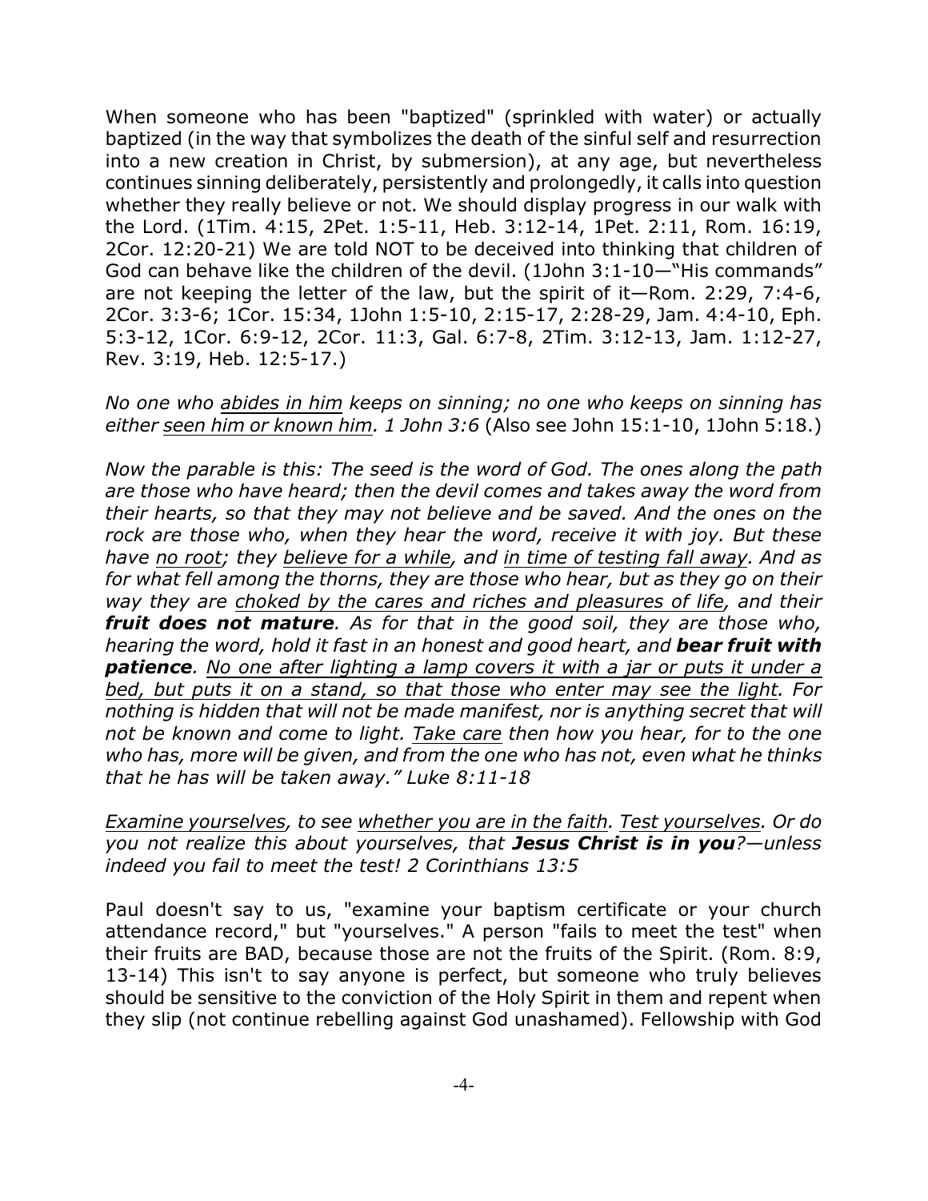When someone who has been "baptized" (sprinkled with water) or actually baptized (in the way that symbolizes the death of the sinful self and resurrection into a new creation in Christ, by submersion), at any age, but nevertheless continues sinning deliberately, persistently and prolongedly, it calls into question whether they really believe or not. We should display progress in our walk with the Lord. (1Tim. 4:15, 2Pet. 1:5-11, Heb. 3:12-14, 1Pet. 2:11, Rom. 16:19, 2Cor. 12:20-21) We are told NOT to be deceived into thinking that children of God can behave like the children of the devil. (1John 3:1-10—"His commands" are not keeping the letter of the law, but the spirit of it—Rom. 2:29, 7:4-6, 2Cor. 3:3-6; 1Cor. 15:34, 1John 1:5-10, 2:15-17, 2:28-29, Jam. 4:4-10, Eph. 5:3-12, 1Cor. 6:9-12, 2Cor. 11:3, Gal. 6:7-8, 2Tim. 3:12-13, Jam. 1:12-27, Rev. 3:19, Heb. 12:5-17.)

*No one who <u>abides in him</u> keeps on sinning; no one who keeps on sinning has either <u>seen him or known him</u>. 1 John 3:6* (Also see John 15:1-10, 1John 5:18.)

*Now the parable is this: The seed is the word of God. The ones along the path are those who have heard; then the devil comes and takes away the word from their hearts, so that they may not believe and be saved. And the ones on the rock are those who, when they hear the word, receive it with joy. But these have <u>no root</u>; they <u>believe for a while</u>, and <u>in time of testing fall away</u>. And as for what fell among the thorns, they are those who hear, but as they go on their way they are <u>choked by the cares and riches and pleasures of life</u>, and their **fruit does not mature**. As for that in the good soil, they are those who, hearing the word, hold it fast in an honest and good heart, and **bear fruit with patience**. <u>No one after lighting a lamp covers it with a jar or puts it under a bed, but puts it on a stand, so that those who enter may see the light</u>. For nothing is hidden that will not be made manifest, nor is anything secret that will not be known and come to light. <u>Take care</u> then how you hear, for to the one who has, more will be given, and from the one who has not, even what he thinks that he has will be taken away." Luke 8:11-18*

*<u>Examine yourselves</u>, to see <u>whether you are in the faith</u>. <u>Test yourselves</u>. Or do you not realize this about yourselves, that **Jesus Christ is in you**?—unless indeed you fail to meet the test! 2 Corinthians 13:5*

Paul doesn't say to us, "examine your baptism certificate or your church attendance record," but "yourselves." A person "fails to meet the test" when their fruits are BAD, because those are not the fruits of the Spirit. (Rom. 8:9, 13-14) This isn't to say anyone is perfect, but someone who truly believes should be sensitive to the conviction of the Holy Spirit in them and repent when they slip (not continue rebelling against God unashamed). Fellowship with God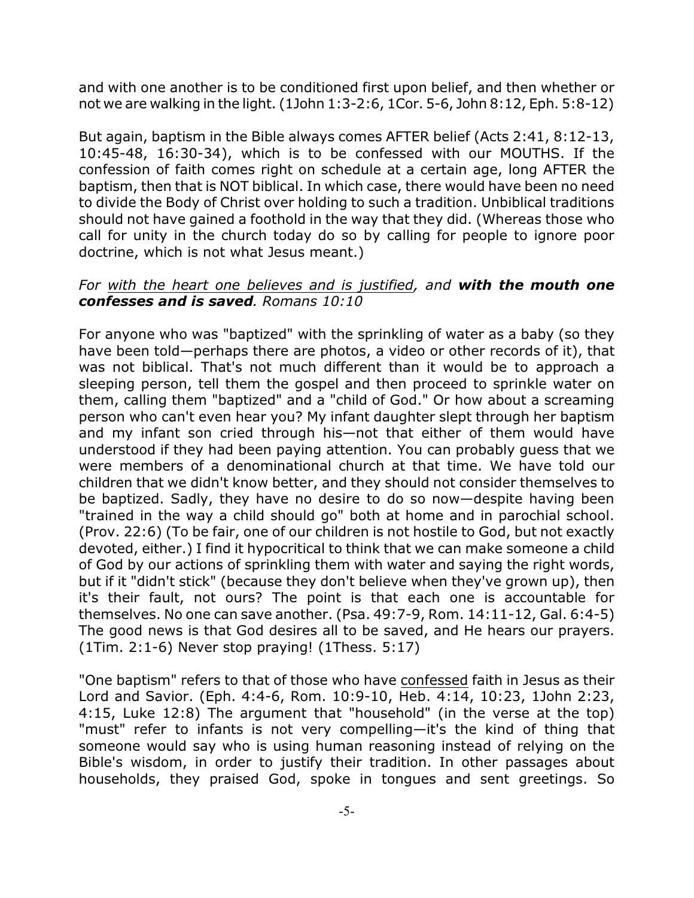and with one another is to be conditioned first upon belief, and then whether or not we are walking in the light. (1John 1:3-2:6, 1Cor. 5-6, John 8:12, Eph. 5:8-12)

But again, baptism in the Bible always comes AFTER belief (Acts 2:41, 8:12-13, 10:45-48, 16:30-34), which is to be confessed with our MOUTHS. If the confession of faith comes right on schedule at a certain age, long AFTER the baptism, then that is NOT biblical. In which case, there would have been no need to divide the Body of Christ over holding to such a tradition. Unbiblical traditions should not have gained a foothold in the way that they did. (Whereas those who call for unity in the church today do so by calling for people to ignore poor doctrine, which is not what Jesus meant.)

*For <u>with the heart one believes and is justified</u>, and **with the mouth one confesses and is saved**. Romans 10:10*

For anyone who was "baptized" with the sprinkling of water as a baby (so they have been told—perhaps there are photos, a video or other records of it), that was not biblical. That's not much different than it would be to approach a sleeping person, tell them the gospel and then proceed to sprinkle water on them, calling them "baptized" and a "child of God." Or how about a screaming person who can't even hear you? My infant daughter slept through her baptism and my infant son cried through his—not that either of them would have understood if they had been paying attention. You can probably guess that we were members of a denominational church at that time. We have told our children that we didn't know better, and they should not consider themselves to be baptized. Sadly, they have no desire to do so now—despite having been "trained in the way a child should go" both at home and in parochial school. (Prov. 22:6) (To be fair, one of our children is not hostile to God, but not exactly devoted, either.) I find it hypocritical to think that we can make someone a child of God by our actions of sprinkling them with water and saying the right words, but if it "didn't stick" (because they don't believe when they've grown up), then it's their fault, not ours? The point is that each one is accountable for themselves. No one can save another. (Psa. 49:7-9, Rom. 14:11-12, Gal. 6:4-5) The good news is that God desires all to be saved, and He hears our prayers. (1Tim. 2:1-6) Never stop praying! (1Thess. 5:17)

"One baptism" refers to that of those who have <u>confessed</u> faith in Jesus as their Lord and Savior. (Eph. 4:4-6, Rom. 10:9-10, Heb. 4:14, 10:23, 1John 2:23, 4:15, Luke 12:8) The argument that "household" (in the verse at the top) "must" refer to infants is not very compelling—it's the kind of thing that someone would say who is using human reasoning instead of relying on the Bible's wisdom, in order to justify their tradition. In other passages about households, they praised God, spoke in tongues and sent greetings. So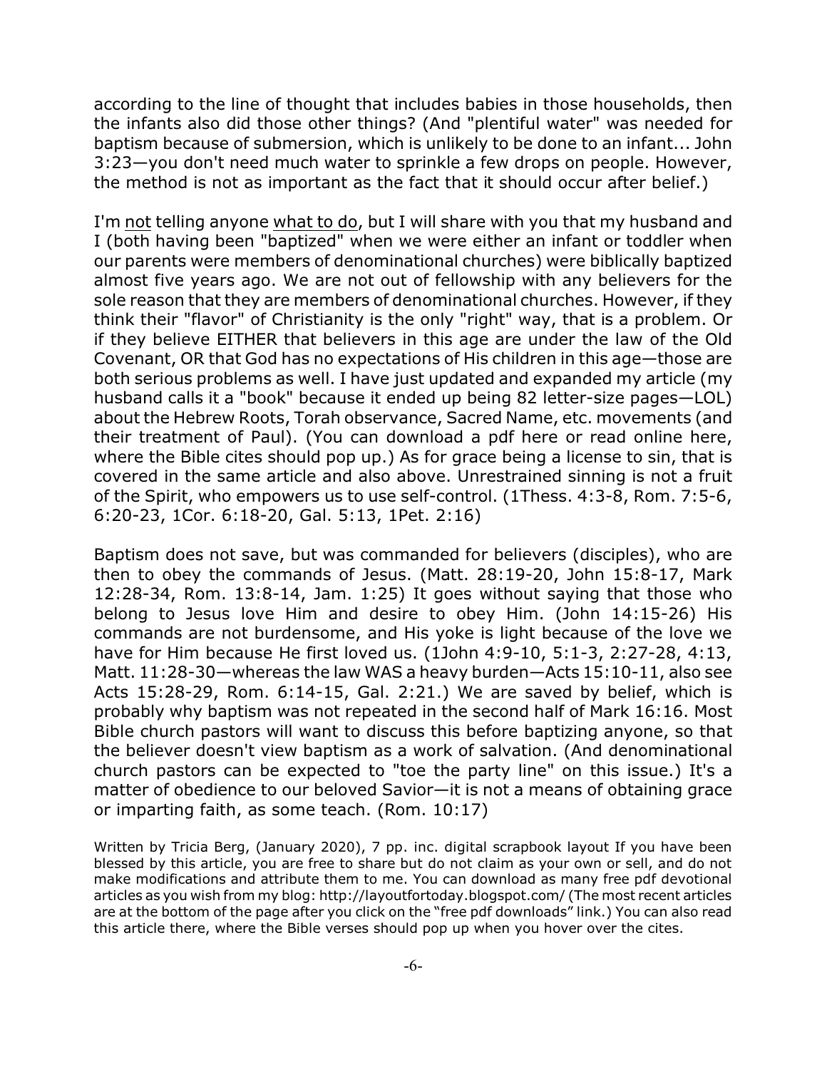according to the line of thought that includes babies in those households, then the infants also did those other things? (And "plentiful water" was needed for baptism because of submersion, which is unlikely to be done to an infant... John 3:23—you don't need much water to sprinkle a few drops on people. However, the method is not as important as the fact that it should occur after belief.)

I'm not telling anyone what to do, but I will share with you that my husband and I (both having been "baptized" when we were either an infant or toddler when our parents were members of denominational churches) were biblically baptized almost five years ago. We are not out of fellowship with any believers for the sole reason that they are members of denominational churches. However, if they think their "flavor" of Christianity is the only "right" way, that is a problem. Or if they believe EITHER that believers in this age are under the law of the Old Covenant, OR that God has no expectations of His children in this age—those are both serious problems as well. I have just updated and expanded my article (my husband calls it a "book" because it ended up being 82 letter-size pages—LOL) about the Hebrew Roots, Torah observance, Sacred Name, etc. movements (and their treatment of Paul). (You can download a pdf here or read online here, where the Bible cites should pop up.) As for grace being a license to sin, that is covered in the same article and also above. Unrestrained sinning is not a fruit of the Spirit, who empowers us to use self-control. (1Thess. 4:3-8, Rom. 7:5-6, 6:20-23, 1Cor. 6:18-20, Gal. 5:13, 1Pet. 2:16)

Baptism does not save, but was commanded for believers (disciples), who are then to obey the commands of Jesus. (Matt. 28:19-20, John 15:8-17, Mark 12:28-34, Rom. 13:8-14, Jam. 1:25) It goes without saying that those who belong to Jesus love Him and desire to obey Him. (John 14:15-26) His commands are not burdensome, and His yoke is light because of the love we have for Him because He first loved us. (1John 4:9-10, 5:1-3, 2:27-28, 4:13, Matt. 11:28-30—whereas the law WAS a heavy burden—Acts 15:10-11, also see Acts 15:28-29, Rom. 6:14-15, Gal. 2:21.) We are saved by belief, which is probably why baptism was not repeated in the second half of Mark 16:16. Most Bible church pastors will want to discuss this before baptizing anyone, so that the believer doesn't view baptism as a work of salvation. (And denominational church pastors can be expected to "toe the party line" on this issue.) It's a matter of obedience to our beloved Savior—it is not a means of obtaining grace or imparting faith, as some teach. (Rom. 10:17)

Written by Tricia Berg, (January 2020), 7 pp. inc. digital scrapbook layout If you have been blessed by this article, you are free to share but do not claim as your own or sell, and do not make modifications and attribute them to me. You can download as many free pdf devotional articles as you wish from my blog: http://layoutfortoday.blogspot.com/ (The most recent articles are at the bottom of the page after you click on the "free pdf downloads" link.) You can also read this article there, where the Bible verses should pop up when you hover over the cites.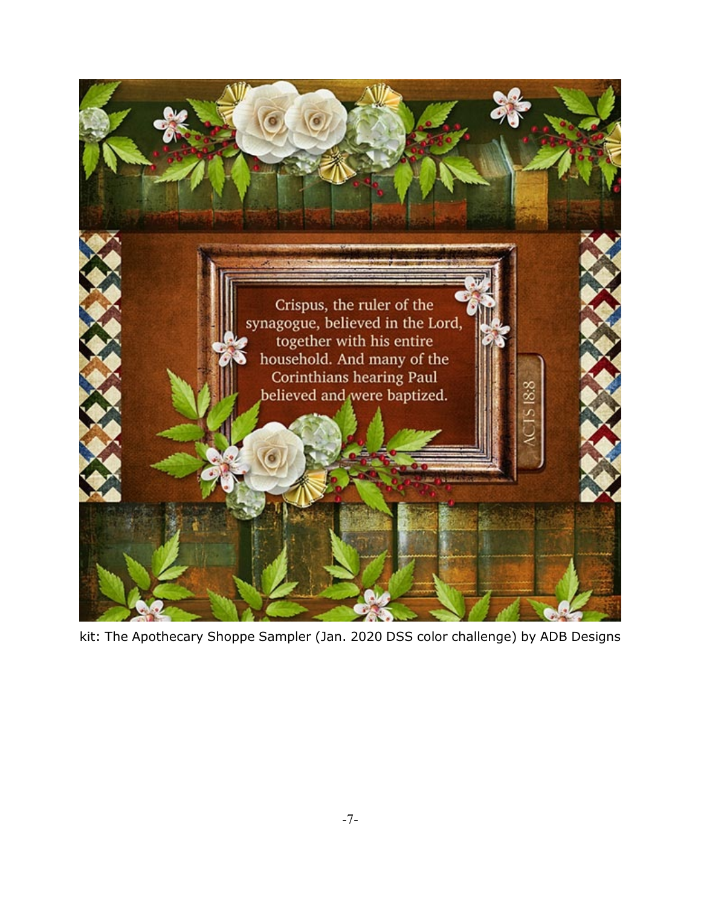Crispus, the ruler of the synagogue, believed in the Lord, together with his entire household. And many of the Corinthians hearing Paul believed and were baptized.

ACTS 18:8

kit: The Apothecary Shoppe Sampler (Jan. 2020 DSS color challenge) by ADB Designs